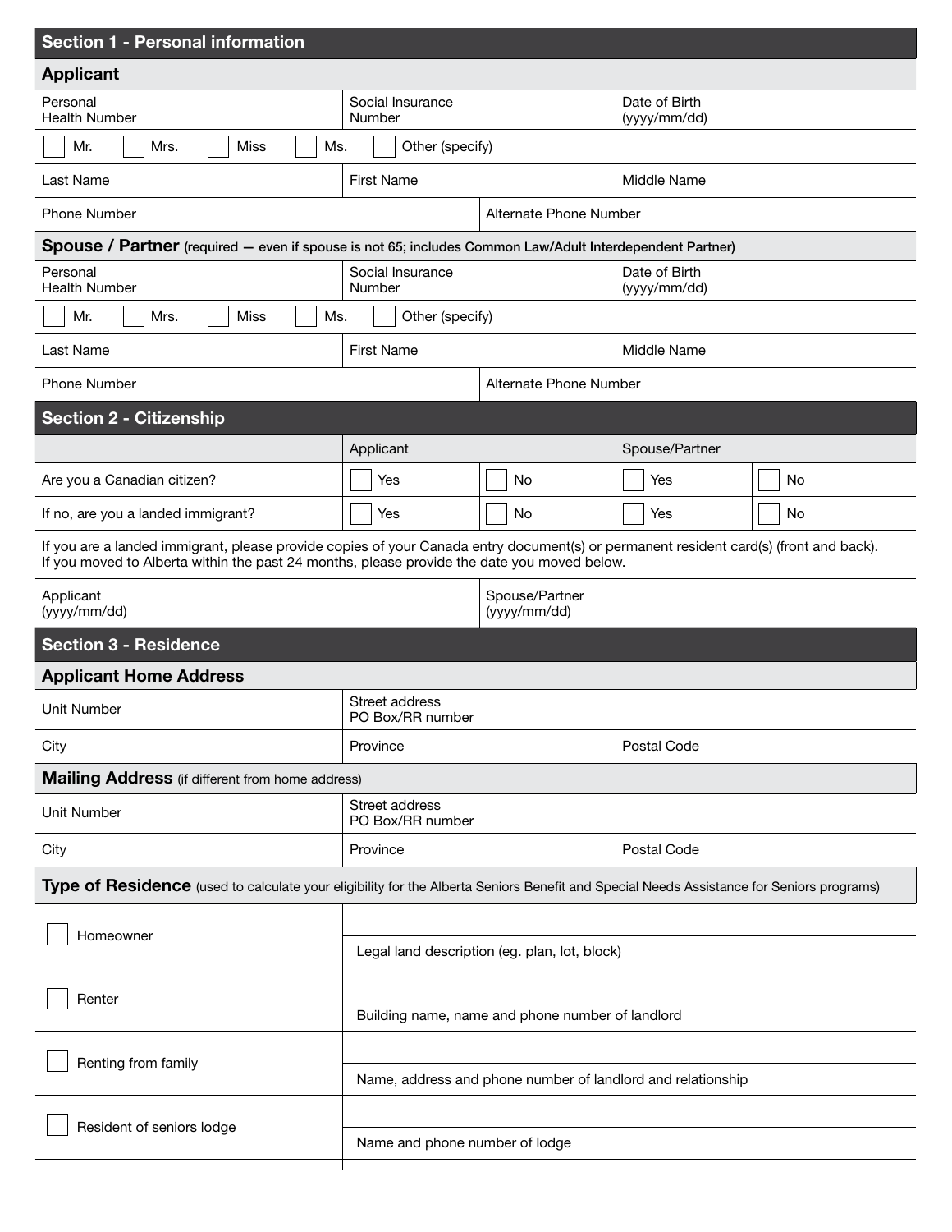## Section 1 - Personal information

### Applicant

| Personal Health Number | Social Insurance Number | Date of Birth (yyyy/mm/dd) |
|---|---|---|

☐ Mr. ☐ Mrs. ☐ Miss ☐ Ms. ☐ Other (specify)

| Last Name | First Name | Middle Name |
|---|---|---|

| Phone Number | Alternate Phone Number |
|---|---|

### Spouse / Partner (required — even if spouse is not 65; includes Common Law/Adult Interdependent Partner)

| Personal Health Number | Social Insurance Number | Date of Birth (yyyy/mm/dd) |
|---|---|---|

☐ Mr. ☐ Mrs. ☐ Miss ☐ Ms. ☐ Other (specify)

| Last Name | First Name | Middle Name |
|---|---|---|

| Phone Number | Alternate Phone Number |
|---|---|

## Section 2 - Citizenship

| | Applicant | | Spouse/Partner | |
|---|---|---|---|---|
| Are you a Canadian citizen? | ☐ Yes | ☐ No | ☐ Yes | ☐ No |
| If no, are you a landed immigrant? | ☐ Yes | ☐ No | ☐ Yes | ☐ No |

If you are a landed immigrant, please provide copies of your Canada entry document(s) or permanent resident card(s) (front and back).
If you moved to Alberta within the past 24 months, please provide the date you moved below.

| Applicant (yyyy/mm/dd) | Spouse/Partner (yyyy/mm/dd) |
|---|---|

## Section 3 - Residence

### Applicant Home Address

| Unit Number | Street address PO Box/RR number | |
|---|---|---|
| City | Province | Postal Code |

### Mailing Address (if different from home address)

| Unit Number | Street address PO Box/RR number | |
|---|---|---|
| City | Province | Postal Code |

### Type of Residence (used to calculate your eligibility for the Alberta Seniors Benefit and Special Needs Assistance for Seniors programs)

| | |
|---|---|
| ☐ Homeowner | Legal land description (eg. plan, lot, block) |
| ☐ Renter | Building name, name and phone number of landlord |
| ☐ Renting from family | Name, address and phone number of landlord and relationship |
| ☐ Resident of seniors lodge | Name and phone number of lodge |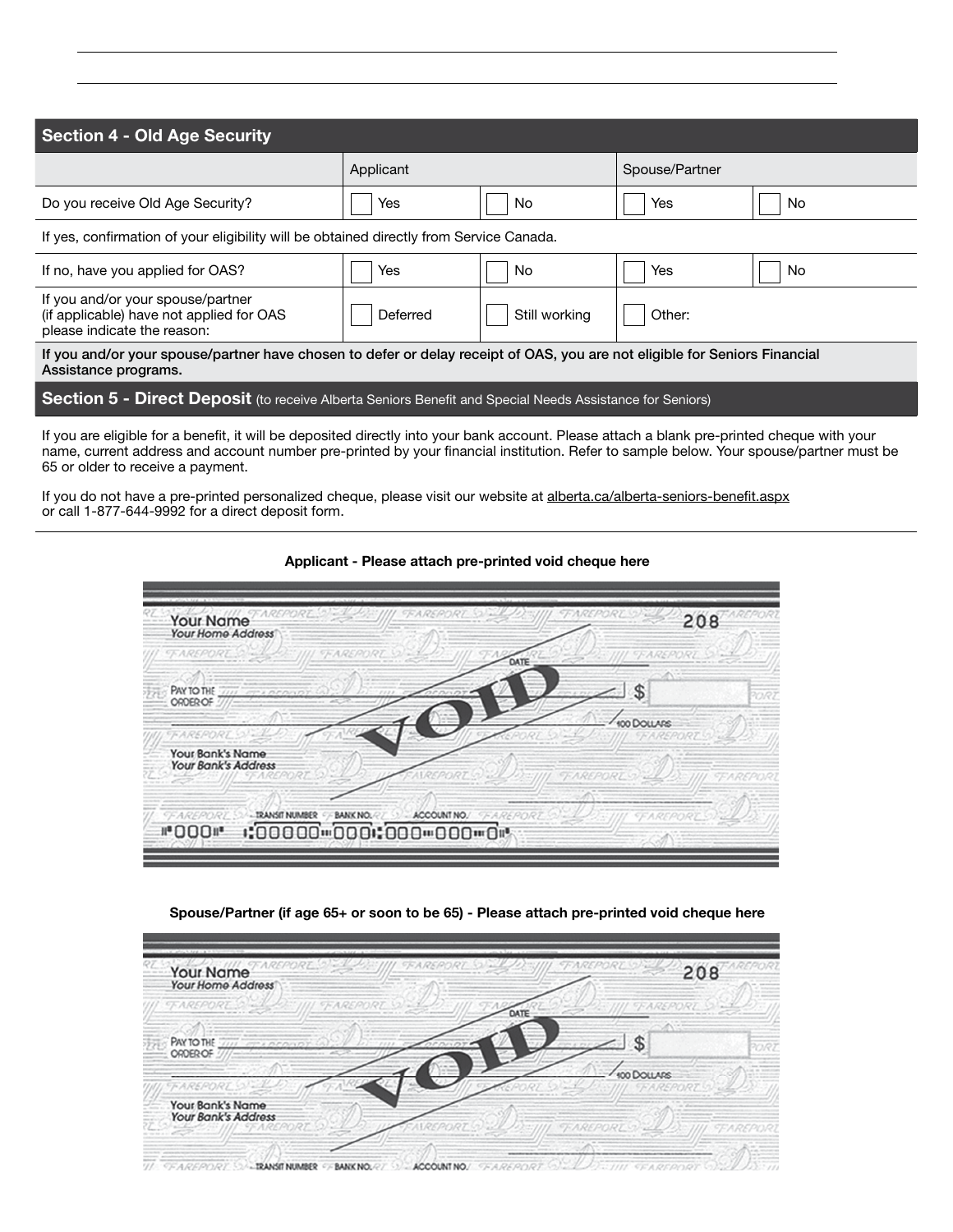## Section 4 - Old Age Security

| | Applicant | | Spouse/Partner | |
|---|---|---|---|---|
| Do you receive Old Age Security? | ☐ Yes | ☐ No | ☐ Yes | ☐ No |
| If yes, confirmation of your eligibility will be obtained directly from Service Canada. | | | | |
| If no, have you applied for OAS? | ☐ Yes | ☐ No | ☐ Yes | ☐ No |
| If you and/or your spouse/partner (if applicable) have not applied for OAS please indicate the reason: | ☐ Deferred | ☐ Still working | ☐ Other: | |

**If you and/or your spouse/partner have chosen to defer or delay receipt of OAS, you are not eligible for Seniors Financial Assistance programs.**

## Section 5 - Direct Deposit (to receive Alberta Seniors Benefit and Special Needs Assistance for Seniors)

If you are eligible for a benefit, it will be deposited directly into your bank account. Please attach a blank pre-printed cheque with your name, current address and account number pre-printed by your financial institution. Refer to sample below. Your spouse/partner must be 65 or older to receive a payment.

If you do not have a pre-printed personalized cheque, please visit our website at alberta.ca/alberta-seniors-benefit.aspx or call 1-877-644-9992 for a direct deposit form.

**Applicant - Please attach pre-printed void cheque here**

Your Name
Your Home Address
208
DATE
PAY TO THE ORDER OF $
/100 DOLLARS
VOID
Your Bank's Name
Your Bank's Address
TRANSIT NUMBER BANK NO. ACCOUNT NO.
⑈000⑈ ⑆00000⑉000⑆000⑉000⑉0⑈

**Spouse/Partner (if age 65+ or soon to be 65) - Please attach pre-printed void cheque here**

Your Name
Your Home Address
208
DATE
PAY TO THE ORDER OF $
/100 DOLLARS
VOID
Your Bank's Name
Your Bank's Address
TRANSIT NUMBER BANK NO. ACCOUNT NO.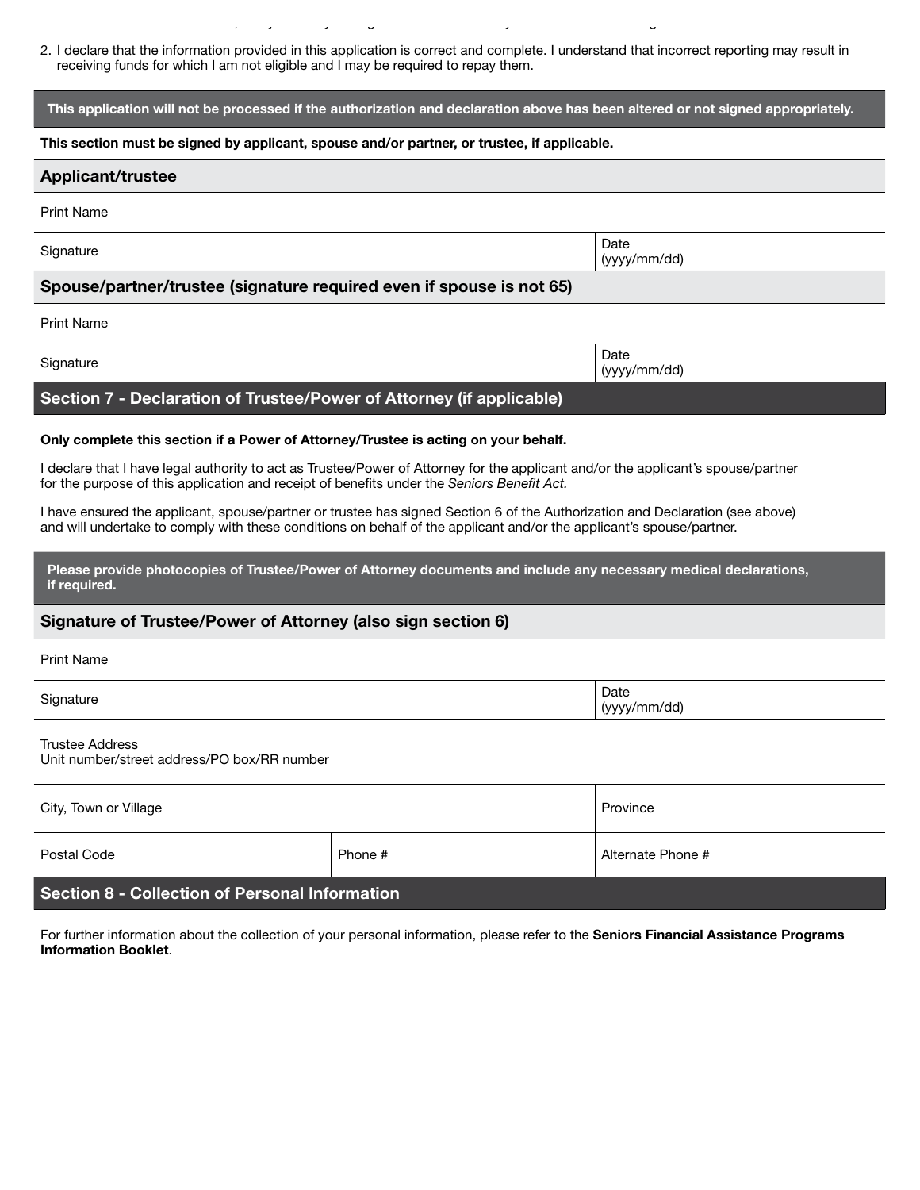2. I declare that the information provided in this application is correct and complete. I understand that incorrect reporting may result in receiving funds for which I am not eligible and I may be required to repay them.

**This application will not be processed if the authorization and declaration above has been altered or not signed appropriately.**

**This section must be signed by applicant, spouse and/or partner, or trustee, if applicable.**

### Applicant/trustee

| Print Name | |
|---|---|
| Signature | Date (yyyy/mm/dd) |

### Spouse/partner/trustee (signature required even if spouse is not 65)

| Print Name | |
|---|---|
| Signature | Date (yyyy/mm/dd) |

## Section 7 - Declaration of Trustee/Power of Attorney (if applicable)

**Only complete this section if a Power of Attorney/Trustee is acting on your behalf.**

I declare that I have legal authority to act as Trustee/Power of Attorney for the applicant and/or the applicant's spouse/partner for the purpose of this application and receipt of benefits under the *Seniors Benefit Act.*

I have ensured the applicant, spouse/partner or trustee has signed Section 6 of the Authorization and Declaration (see above) and will undertake to comply with these conditions on behalf of the applicant and/or the applicant's spouse/partner.

**Please provide photocopies of Trustee/Power of Attorney documents and include any necessary medical declarations, if required.**

### Signature of Trustee/Power of Attorney (also sign section 6)

| Print Name | | |
|---|---|---|
| Signature | | Date (yyyy/mm/dd) |
| Trustee Address<br>Unit number/street address/PO box/RR number | | |
| City, Town or Village | | Province |
| Postal Code | Phone # | Alternate Phone # |

## Section 8 - Collection of Personal Information

For further information about the collection of your personal information, please refer to the **Seniors Financial Assistance Programs Information Booklet**.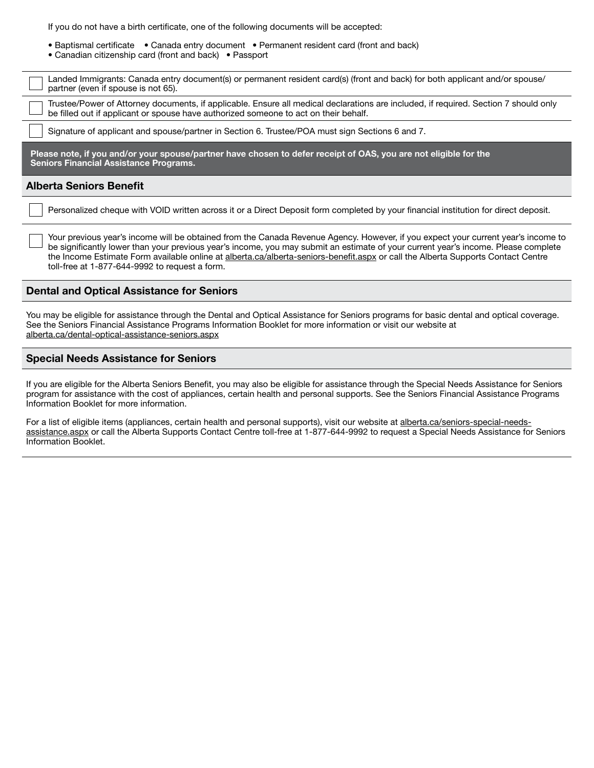If you do not have a birth certificate, one of the following documents will be accepted:

- Baptismal certificate
- Canada entry document
- Permanent resident card (front and back)
- Canadian citizenship card (front and back)
- Passport

- [ ] Landed Immigrants: Canada entry document(s) or permanent resident card(s) (front and back) for both applicant and/or spouse/partner (even if spouse is not 65).
- [ ] Trustee/Power of Attorney documents, if applicable. Ensure all medical declarations are included, if required. Section 7 should only be filled out if applicant or spouse have authorized someone to act on their behalf.
- [ ] Signature of applicant and spouse/partner in Section 6. Trustee/POA must sign Sections 6 and 7.

**Please note, if you and/or your spouse/partner have chosen to defer receipt of OAS, you are not eligible for the Seniors Financial Assistance Programs.**

## Alberta Seniors Benefit

- [ ] Personalized cheque with VOID written across it or a Direct Deposit form completed by your financial institution for direct deposit.

- [ ] Your previous year's income will be obtained from the Canada Revenue Agency. However, if you expect your current year's income to be significantly lower than your previous year's income, you may submit an estimate of your current year's income. Please complete the Income Estimate Form available online at alberta.ca/alberta-seniors-benefit.aspx or call the Alberta Supports Contact Centre toll-free at 1-877-644-9992 to request a form.

## Dental and Optical Assistance for Seniors

You may be eligible for assistance through the Dental and Optical Assistance for Seniors programs for basic dental and optical coverage. See the Seniors Financial Assistance Programs Information Booklet for more information or visit our website at alberta.ca/dental-optical-assistance-seniors.aspx

## Special Needs Assistance for Seniors

If you are eligible for the Alberta Seniors Benefit, you may also be eligible for assistance through the Special Needs Assistance for Seniors program for assistance with the cost of appliances, certain health and personal supports. See the Seniors Financial Assistance Programs Information Booklet for more information.

For a list of eligible items (appliances, certain health and personal supports), visit our website at alberta.ca/seniors-special-needs-assistance.aspx or call the Alberta Supports Contact Centre toll-free at 1-877-644-9992 to request a Special Needs Assistance for Seniors Information Booklet.